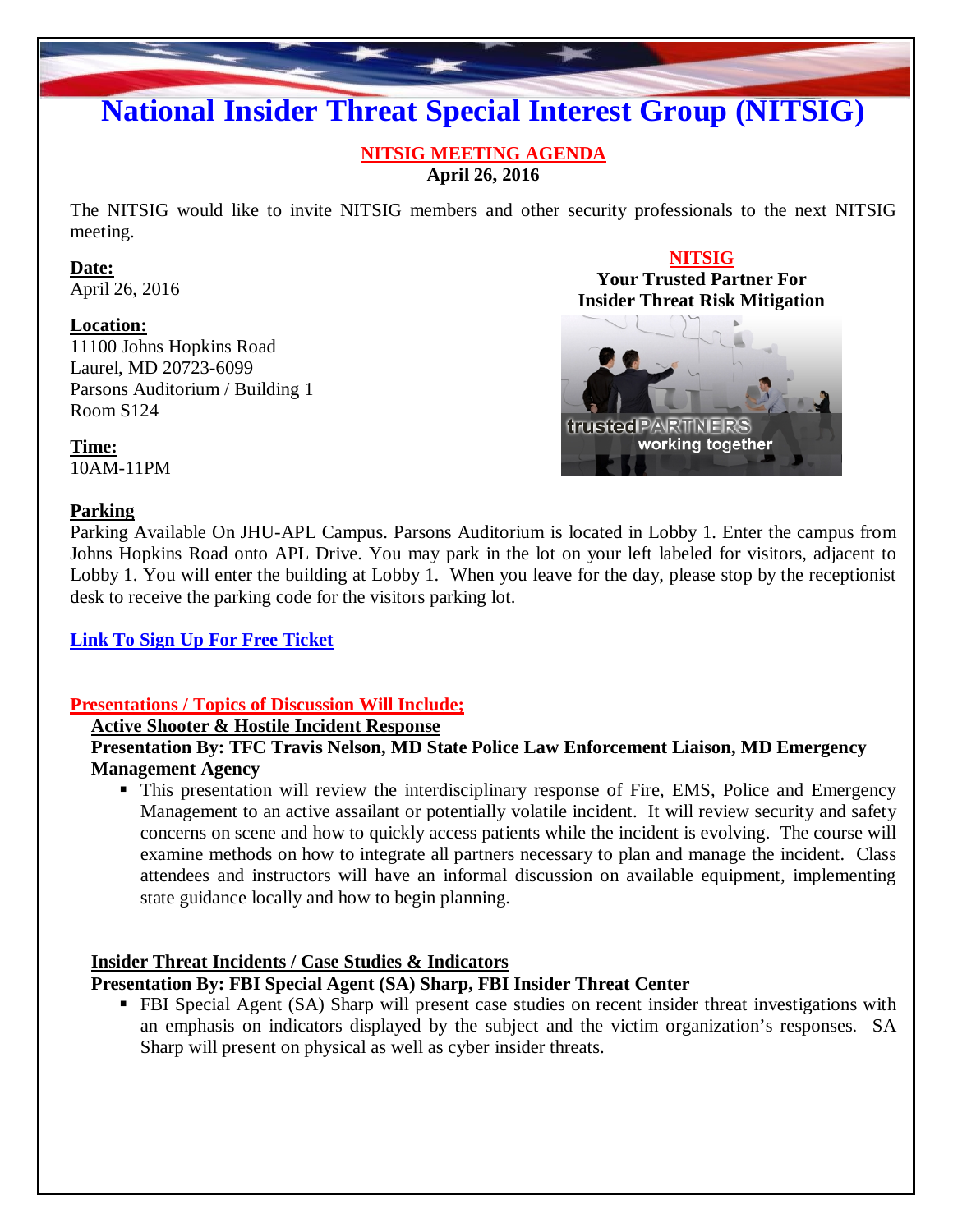# National Insider Threat Special Interest Group (NITSIG)

**NITSIG MEETING AGENDA**
**April 26, 2016**

The NITSIG would like to invite NITSIG members and other security professionals to the next NITSIG meeting.

**NITSIG**
**Your Trusted Partner For Insider Threat Risk Mitigation**

**Date:**
April 26, 2016

**Location:**
11100 Johns Hopkins Road
Laurel, MD 20723-6099
Parsons Auditorium / Building 1
Room S124

**Time:**
10AM-11PM

**Parking**
Parking Available On JHU-APL Campus. Parsons Auditorium is located in Lobby 1. Enter the campus from Johns Hopkins Road onto APL Drive. You may park in the lot on your left labeled for visitors, adjacent to Lobby 1. You will enter the building at Lobby 1. When you leave for the day, please stop by the receptionist desk to receive the parking code for the visitors parking lot.

**Link To Sign Up For Free Ticket**

**Presentations / Topics of Discussion Will Include;**

**Active Shooter & Hostile Incident Response**
**Presentation By: TFC Travis Nelson, MD State Police Law Enforcement Liaison, MD Emergency Management Agency**

- This presentation will review the interdisciplinary response of Fire, EMS, Police and Emergency Management to an active assailant or potentially volatile incident. It will review security and safety concerns on scene and how to quickly access patients while the incident is evolving. The course will examine methods on how to integrate all partners necessary to plan and manage the incident. Class attendees and instructors will have an informal discussion on available equipment, implementing state guidance locally and how to begin planning.

**Insider Threat Incidents / Case Studies & Indicators**
**Presentation By: FBI Special Agent (SA) Sharp, FBI Insider Threat Center**

- FBI Special Agent (SA) Sharp will present case studies on recent insider threat investigations with an emphasis on indicators displayed by the subject and the victim organization's responses. SA Sharp will present on physical as well as cyber insider threats.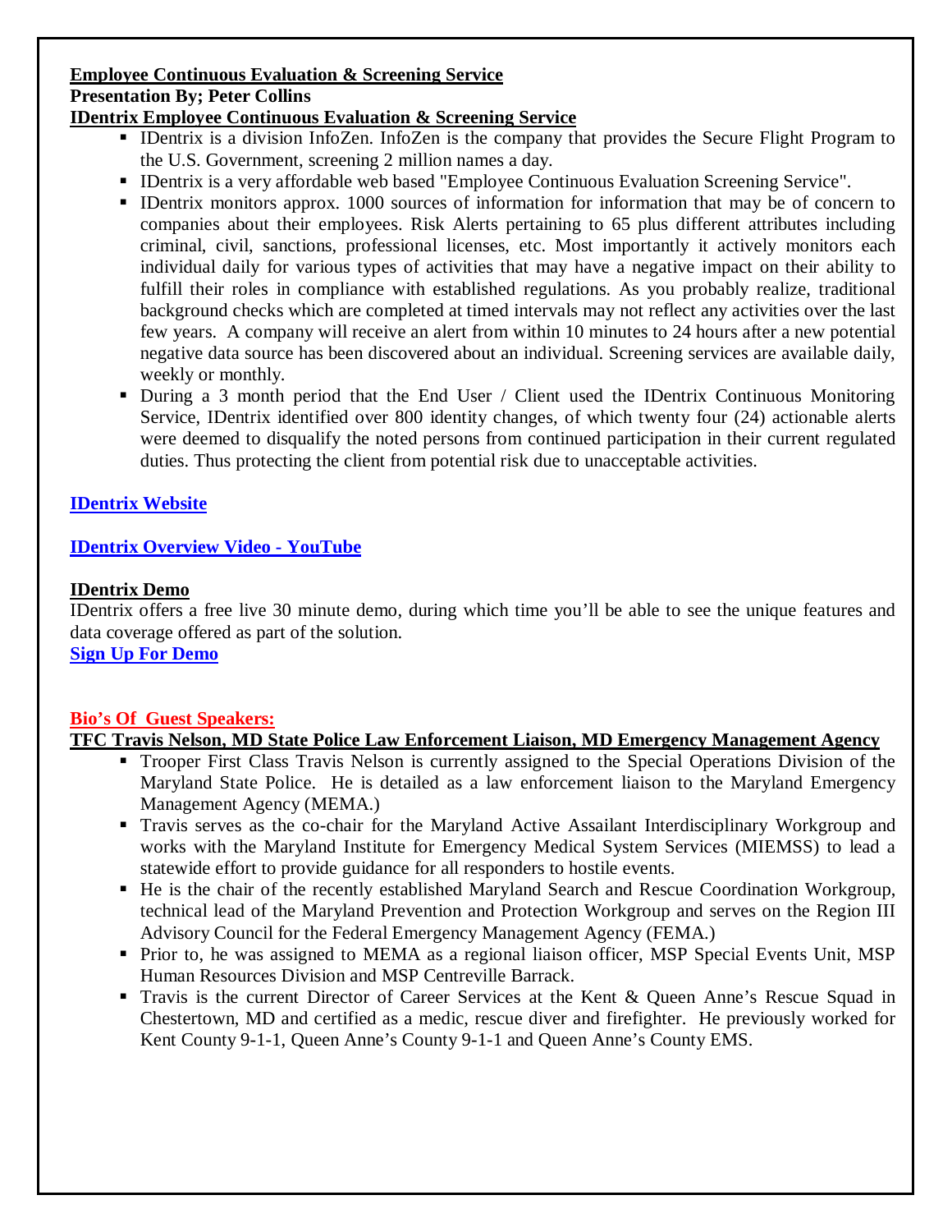**Employee Continuous Evaluation & Screening Service**

**Presentation By; Peter Collins**

**IDentrix Employee Continuous Evaluation & Screening Service**

- IDentrix is a division InfoZen. InfoZen is the company that provides the Secure Flight Program to the U.S. Government, screening 2 million names a day.
- IDentrix is a very affordable web based "Employee Continuous Evaluation Screening Service".
- IDentrix monitors approx. 1000 sources of information for information that may be of concern to companies about their employees. Risk Alerts pertaining to 65 plus different attributes including criminal, civil, sanctions, professional licenses, etc. Most importantly it actively monitors each individual daily for various types of activities that may have a negative impact on their ability to fulfill their roles in compliance with established regulations. As you probably realize, traditional background checks which are completed at timed intervals may not reflect any activities over the last few years. A company will receive an alert from within 10 minutes to 24 hours after a new potential negative data source has been discovered about an individual. Screening services are available daily, weekly or monthly.
- During a 3 month period that the End User / Client used the IDentrix Continuous Monitoring Service, IDentrix identified over 800 identity changes, of which twenty four (24) actionable alerts were deemed to disqualify the noted persons from continued participation in their current regulated duties. Thus protecting the client from potential risk due to unacceptable activities.

**IDentrix Website**

**IDentrix Overview Video - YouTube**

**IDentrix Demo**

IDentrix offers a free live 30 minute demo, during which time you'll be able to see the unique features and data coverage offered as part of the solution.

**Sign Up For Demo**

**Bio's Of Guest Speakers:**

**TFC Travis Nelson, MD State Police Law Enforcement Liaison, MD Emergency Management Agency**

- Trooper First Class Travis Nelson is currently assigned to the Special Operations Division of the Maryland State Police. He is detailed as a law enforcement liaison to the Maryland Emergency Management Agency (MEMA.)
- Travis serves as the co-chair for the Maryland Active Assailant Interdisciplinary Workgroup and works with the Maryland Institute for Emergency Medical System Services (MIEMSS) to lead a statewide effort to provide guidance for all responders to hostile events.
- He is the chair of the recently established Maryland Search and Rescue Coordination Workgroup, technical lead of the Maryland Prevention and Protection Workgroup and serves on the Region III Advisory Council for the Federal Emergency Management Agency (FEMA.)
- Prior to, he was assigned to MEMA as a regional liaison officer, MSP Special Events Unit, MSP Human Resources Division and MSP Centreville Barrack.
- Travis is the current Director of Career Services at the Kent & Queen Anne's Rescue Squad in Chestertown, MD and certified as a medic, rescue diver and firefighter. He previously worked for Kent County 9-1-1, Queen Anne's County 9-1-1 and Queen Anne's County EMS.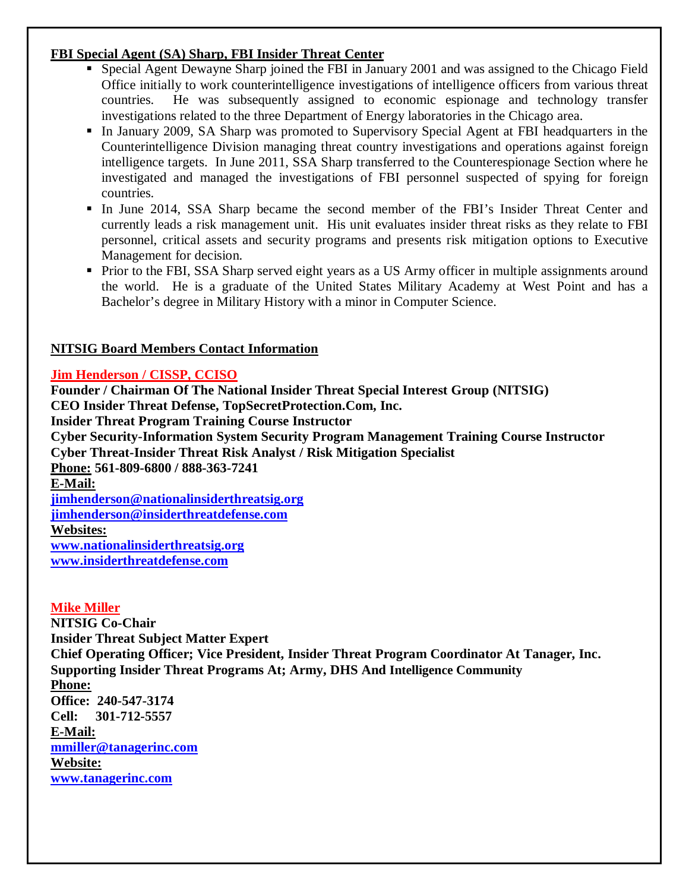**FBI Special Agent (SA) Sharp, FBI Insider Threat Center**

- Special Agent Dewayne Sharp joined the FBI in January 2001 and was assigned to the Chicago Field Office initially to work counterintelligence investigations of intelligence officers from various threat countries. He was subsequently assigned to economic espionage and technology transfer investigations related to the three Department of Energy laboratories in the Chicago area.
- In January 2009, SA Sharp was promoted to Supervisory Special Agent at FBI headquarters in the Counterintelligence Division managing threat country investigations and operations against foreign intelligence targets. In June 2011, SSA Sharp transferred to the Counterespionage Section where he investigated and managed the investigations of FBI personnel suspected of spying for foreign countries.
- In June 2014, SSA Sharp became the second member of the FBI's Insider Threat Center and currently leads a risk management unit. His unit evaluates insider threat risks as they relate to FBI personnel, critical assets and security programs and presents risk mitigation options to Executive Management for decision.
- Prior to the FBI, SSA Sharp served eight years as a US Army officer in multiple assignments around the world. He is a graduate of the United States Military Academy at West Point and has a Bachelor's degree in Military History with a minor in Computer Science.

**NITSIG Board Members Contact Information**

**Jim Henderson / CISSP, CCISO**
**Founder / Chairman Of The National Insider Threat Special Interest Group (NITSIG)**
**CEO Insider Threat Defense, TopSecretProtection.Com, Inc.**
**Insider Threat Program Training Course Instructor**
**Cyber Security-Information System Security Program Management Training Course Instructor**
**Cyber Threat-Insider Threat Risk Analyst / Risk Mitigation Specialist**
**Phone: 561-809-6800 / 888-363-7241**
**E-Mail:**
**jimhenderson@nationalinsiderthreatsig.org**
**jimhenderson@insiderthreatdefense.com**
**Websites:**
**www.nationalinsiderthreatsig.org**
**www.insiderthreatdefense.com**

**Mike Miller**
**NITSIG Co-Chair**
**Insider Threat Subject Matter Expert**
**Chief Operating Officer; Vice President, Insider Threat Program Coordinator At Tanager, Inc.**
**Supporting Insider Threat Programs At; Army, DHS And Intelligence Community**
**Phone:**
**Office: 240-547-3174**
**Cell: 301-712-5557**
**E-Mail:**
**mmiller@tanagerinc.com**
**Website:**
**www.tanagerinc.com**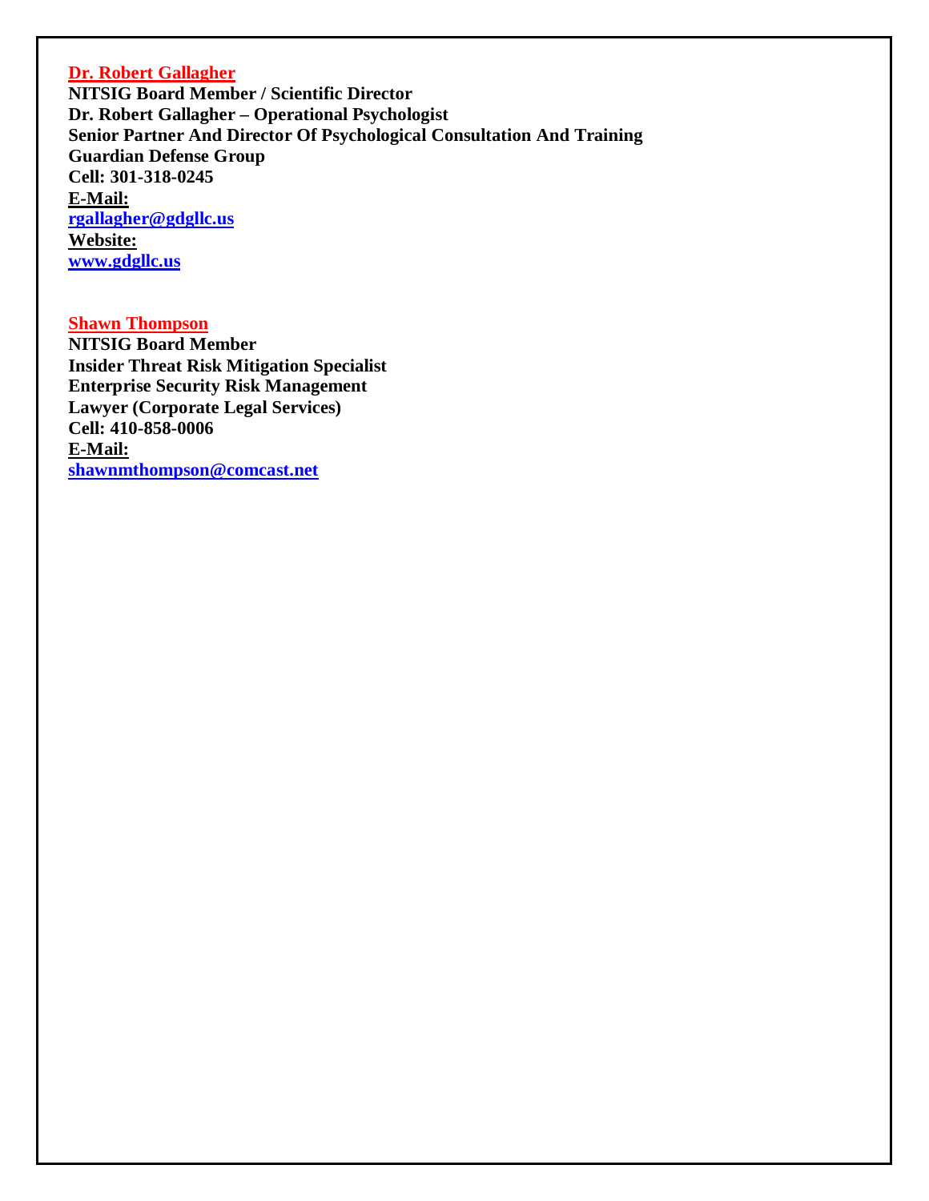**Dr. Robert Gallagher**
**NITSIG Board Member / Scientific Director**
**Dr. Robert Gallagher – Operational Psychologist**
**Senior Partner And Director Of Psychological Consultation And Training**
**Guardian Defense Group**
**Cell: 301-318-0245**
**E-Mail:**
**rgallagher@gdgllc.us**
**Website:**
**www.gdgllc.us**

**Shawn Thompson**
**NITSIG Board Member**
**Insider Threat Risk Mitigation Specialist**
**Enterprise Security Risk Management**
**Lawyer (Corporate Legal Services)**
**Cell: 410-858-0006**
**E-Mail:**
**shawnmthompson@comcast.net**